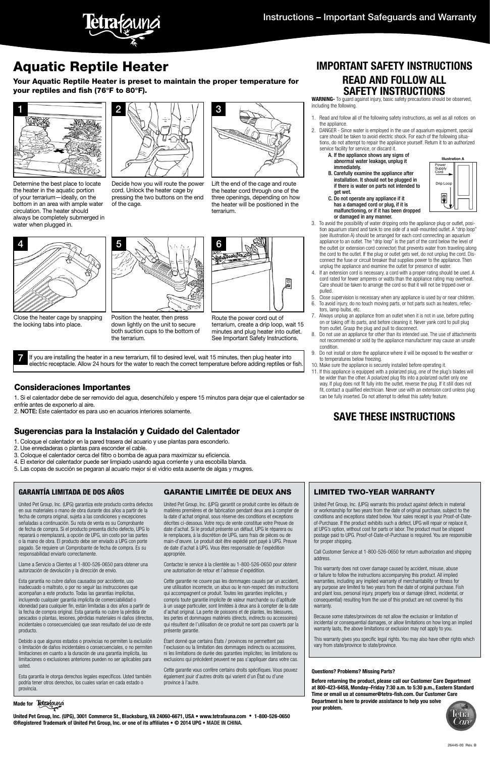Tetrafauna

Instructions – Important Safeguards and Warranty

# Aquatic Reptile Heater

**Your Aquatic Reptile Heater is preset to maintain the proper temperature for your reptiles and fish (76°F to 80°F).**

1. Determine the best place to locate the heater in the aquatic portion of your terrarium—ideally, on the bottom in an area with ample water circulation. The heater should always be completely submerged in water when plugged in.

2. Decide how you will route the power cord. Unlock the heater cage by pressing the two buttons on the end of the cage.

3. Lift the end of the cage and route the heater cord through one of the three openings, depending on how the heater will be positioned in the terrarium.

4. Close the heater cage by snapping the locking tabs into place.

5. Position the heater, then press down lightly on the unit to secure both suction cups to the bottom of the terrarium.

6. Route the power cord out of terrarium, create a drip loop, wait 15 minutes and plug heater into outlet. See Important Safety Instructions.

7. If you are installing the heater in a new terrarium, fill to desired level, wait 15 minutes, then plug heater into electric receptacle. Allow 24 hours for the water to reach the correct temperature before adding reptiles or fish.

### Consideraciones Importantes

1. Si el calentador debe de ser removido del agua, desenchúfelo y espere 15 minutos para dejar que el calentador se enfríe antes de exponerlo al aire.
2. NOTE: Este calentador es para uso en acuarios interiores solamente.

### Sugerencias para la Instalación y Cuidado del Calentador

1. Coloque el calentador en la pared trasera del acuario y use plantas para esconderlo.
2. Use enredaderas o plantas para esconder el cable.
3. Coloque el calentador cerca del filtro o bomba de agua para maximizar su eficiencia.
4. El exterior del calentador puede ser limpiado usando agua corriente y una escobilla blanda.
5. Las copas de succión se pegaran al acuario mejor si el vidrio esta ausente de algas y mugres.

## IMPORTANT SAFETY INSTRUCTIONS

## READ AND FOLLOW ALL SAFETY INSTRUCTIONS

**WARNING-** To guard against injury, basic safety precautions should be observed, including the following.

1. Read and follow all of the following safety instructions, as well as all notices on the appliance.
2. DANGER - Since water is employed in the use of aquarium equipment, special care should be taken to avoid electric shock. For each of the following situations, do not attempt to repair the appliance yourself. Return it to an authorized service facility for service, or discard it.
   - **A. If the appliance shows any signs of abnormal water leakage, unplug it immediately.**
   - **B. Carefully examine the appliance after installation. It should not be plugged in if there is water on parts not intended to get wet.**
   - **C. Do not operate any appliance if it has a damaged cord or plug, if it is malfunctioning, or if it has been dropped or damaged in any manner.**

   Illustration A: Power Supply Cord; Drip Loop

3. To avoid the possibility of water dripping onto the appliance plug or outlet, position aquarium stand and tank to one side of a wall-mounted outlet. A "drip loop" (see illustration A) should be arranged for each cord connecting an aquarium appliance to an outlet. The "drip loop" is the part of the cord below the level of the outlet (or extension cord connector) that prevents water from traveling along the cord to the outlet. If the plug or outlet gets wet, do not unplug the cord. Disconnect the fuse or circuit breaker that supplies power to the appliance. Then unplug the appliance and examine the outlet for presence of water.
4. If an extension cord is necessary, a cord with a proper rating should be used. A cord rated for fewer amperes or watts than the appliance rating may overheat. Care should be taken to arrange the cord so that it will not be tripped over or pulled.
5. Close supervision is necessary when any appliance is used by or near children.
6. To avoid injury, do no touch moving parts, or hot parts such as heaters, reflectors, lamp bulbs, etc.
7. Always unplug an appliance from an outlet when it is not in use, before putting on or taking off its parts, and before cleaning it. Never yank cord to pull plug from outlet. Grasp the plug and pull to disconnect.
8. Do not use an appliance for other than its intended use. The use of attachments not recommended or sold by the appliance manufacturer may cause an unsafe condition.
9. Do not install or store the appliance where it will be exposed to the weather or to temperatures below freezing.
10. Make sure the appliance is securely installed before operating it.
11. If this appliance is equipped with a polarized plug, one of the plug's blades will be wider than the other. A polarized plug fits into a polarized outlet only one way. If plug does not fit fully into the outlet, reverse the plug. If it still does not fit, contact a qualified electrician. Never use with an extension cord unless plug can be fully inserted. Do not attempt to defeat this safety feature.

## SAVE THESE INSTRUCTIONS

### GARANTÍA LIMITADA DE DOS AÑOS

United Pet Group, Inc. (UPG) garantiza este producto contra defectos en sus materiales o mano de obra durante dos años a partir de la fecha de compra original, sujeta a las condiciones y excepciones señaladas a continuación. Su nota de venta es su Comprobante de fecha de compra. Si el producto presenta dicho defecto, UPG lo reparará o reemplazará, a opción de UPG, sin costo por las partes o la mano de obra. El producto debe ser enviado a UPG con porte pagado. Se requiere un Comprobante de fecha de compra. Es su responsabilidad enviarlo correctamente.

Llame a Servicio a Clientes al 1-800-526-0650 para obtener una autorización de devolución y la dirección de envío.

Esta garantía no cubre daños causados por accidente, uso inadecuado o maltrato, o por no seguir las instrucciones que acompañan a este producto. Todas las garantías implícitas, incluyendo cualquier garantía implícita de comerciabilidad o idoneidad para cualquier fin, están limitadas a dos años a partir de la fecha de compra original. Esta garantía no cubre la pérdida de pescados o plantas, lesiones, pérdidas materiales ni daños (directos, incidentales o consecuenciales) que sean resultado del uso de este producto.

Debido a que algunos estados o provincias no permiten la exclusión o limitación de daños incidentales o consecuenciales, o no permiten limitaciones en cuanto a la duración de una garantía implícita, las limitaciones o exclusiones anteriores pueden no ser aplicables para usted.

Esta garantía le otorga derechos legales específicos. Usted también podría tener otros derechos, los cuales varían en cada estado o provincia.

### GARANTIE LIMITÉE DE DEUX ANS

United Pet Group, Inc. (UPG) garantit ce produit contre les défauts de matières premières et de fabrication pendant deux ans à compter de la date d'achat original, sous réserve des conditions et exceptions décrites ci-dessous. Votre reçu de vente constitue votre Preuve de date d'achat. Si le produit présente un défaut, UPG le réparera ou le remplacera, à la discrétion de UPG, sans frais de pièces ou de main-d'œuvre. Le produit doit être expédié port payé à UPG. Preuve de date d'achat à UPG. Vous êtes responsable de l'expédition appropriée.

Contactez le service à la clientèle au 1-800-526-0650 pour obtenir une autorisation de retour et l'adresse d'expédition.

Cette garantie ne couvre pas les dommages causés par un accident, une utilisation incorrecte, un abus ou le non-respect des instructions qui accompagnent ce produit. Toutes les garanties implicites, y compris toute garantie implicite de valeur marchande ou d'aptitude à un usage particulier, sont limitées à deux ans à compter de la date d'achat original. La perte de poissons et de plantes, les blessures, les pertes et dommages matériels (directs, indirects ou accessoires) qui résultent de l'utilisation de ce produit ne sont pas couverts par la présente garantie.

Étant donné que certains États / provinces ne permettent pas l'exclusion ou la limitation des dommages indirects ou accessoires, ni les limitations de durée des garanties implicites; les limitations ou exclusions qui précèdent peuvent ne pas s'appliquer dans votre cas.

Cette garantie vous confère certains droits spécifiques. Vous pouvez également jouir d'autres droits qui varient d'un État ou d'une province à l'autre.

### LIMITED TWO-YEAR WARRANTY

United Pet Group, Inc. (UPG) warrants this product against defects in material or workmanship for two years from the date of original purchase, subject to the conditions and exceptions stated below. Your sales receipt is your Proof-of-Date-of-Purchase. If the product exhibits such a defect, UPG will repair or replace it, at UPG's option, without cost for parts or labor. The product must be shipped postage paid to UPG. Proof-of-Date-of-Purchase is required. You are responsible for proper shipping.

Call Customer Service at 1-800-526-0650 for return authorization and shipping address.

This warranty does not cover damage caused by accident, misuse, abuse or failure to follow the instructions accompanying this product. All implied warranties, including any implied warranty of merchantability or fitness for any purpose are limited to two years from the date of original purchase. Fish and plant loss, personal injury, property loss or damage (direct, incidental, or consequential) resulting from the use of this product are not covered by this warranty.

Because some states/provinces do not allow the exclusion or limitation of incidental or consequential damages, or allow limitations on how long an implied warranty lasts, the above limitations or exclusion may not apply to you.

This warranty gives you specific legal rights. You may also have other rights which vary from state/province to state/province.

**Questions? Problems? Missing Parts?**

**Before returning the product, please call our Customer Care Department at 800-423-6458, Monday–Friday 7:30 a.m. to 5:30 p.m., Eastern Standard Time or email us at consumer@tetra-fish.com. Our Customer Care Department is here to provide assistance to help you solve your problem.**

Made for Tetrafauna

**United Pet Group, Inc. (UPG), 3001 Commerce St., Blacksburg, VA 24060-6671, USA • www.tetrafauna.com • 1-800-526-0650**
**®Registered Trademark of United Pet Group, Inc. or one of its affiliates • © 2014 UPG • MADE IN CHINA.**

26445-00 Rev. B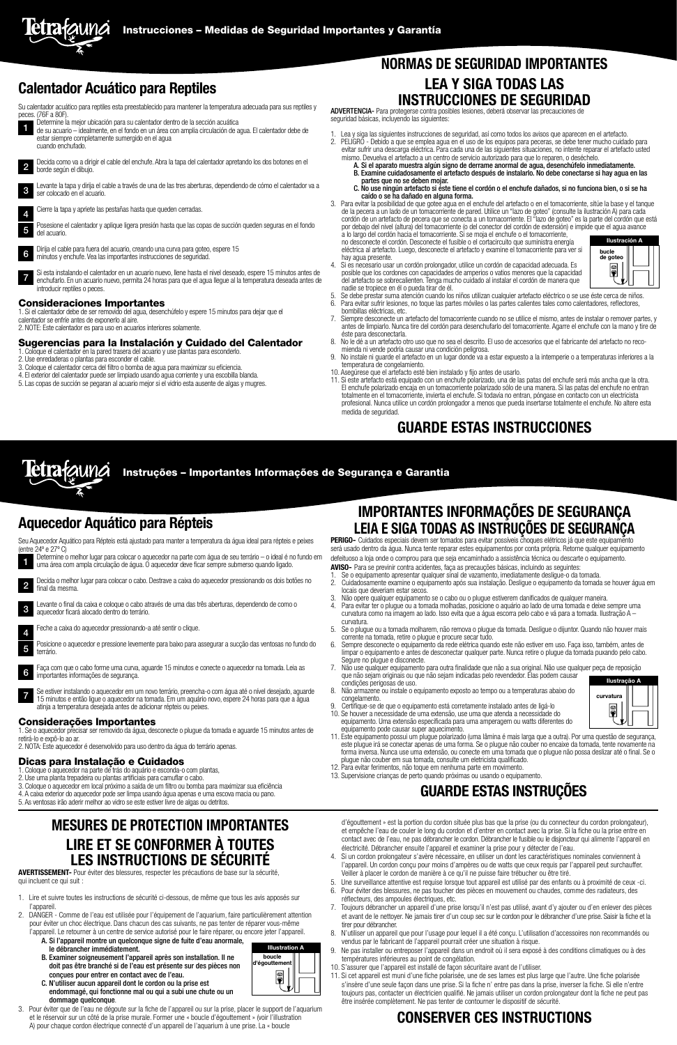**Instrucciones – Medidas de Seguridad Importantes y Garantía**

## Calentador Acuático para Reptiles

Su calentador acuático para reptiles esta preestablecido para mantener la temperatura adecuada para sus reptiles y peces. (76F a 80F).

1. Determine la mejor ubicación para su calentador dentro de la sección acuática de su acuario – idealmente, en el fondo en un área con amplia circulación de agua. El calentador debe de estar siempre completamente sumergido en el agua cuando enchufado.
2. Decida como va a dirigir el cable del enchufe. Abra la tapa del calentador apretando los dos botones en el borde según el dibujo.
3. Levante la tapa y dirija el cable a través de una de las tres aberturas, dependiendo de cómo el calentador va a ser colocado en el acuario.
4. Cierre la tapa y apriete las pestañas hasta que queden cerradas.
5. Posesione el calentador y aplique ligera presión hasta que las copas de succión queden seguras en el fondo del acuario.
6. Dirija el cable para fuera del acuario, creando una curva para goteo, espere 15 minutos y enchufe. Vea las importantes instrucciones de seguridad.
7. Si esta instalando el calentador en un acuario nuevo, llene hasta el nivel deseado, espere 15 minutos antes de enchufarlo. En un acuario nuevo, permita 24 horas para que el agua llegue al la temperatura deseada antes de introducir reptiles o peces.

### Consideraciones Importantes

1. Si el calentador debe de ser removido del agua, desenchúfelo y espere 15 minutos para dejar que el calentador se enfríe antes de exponerlo al aire.
2. NOTE: Este calentador es para uso en acuarios interiores solamente.

### Sugerencias para la Instalación y Cuidado del Calentador

1. Coloque el calentador en la pared trasera del acuario y use plantas para esconderlo.
2. Use enredaderas o plantas para esconder el cable.
3. Coloque el calentador cerca del filtro o bomba de agua para maximizar su eficiencia.
4. El exterior del calentador puede ser limpiado usando agua corriente y una escobilla blanda.
5. Las copas de succión se pegaran al acuario mejor si el vidrio esta ausente de algas y mugres.

## NORMAS DE SEGURIDAD IMPORTANTES
## LEA Y SIGA TODAS LAS INSTRUCCIONES DE SEGURIDAD

**ADVERTENCIA-** Para protegerse contra posibles lesiones, deberá observar las precauciones de seguridad básicas, incluyendo las siguientes:

1. Lea y siga las siguientes instrucciones de seguridad, así como todos los avisos que aparecen en el artefacto.
2. PELIGRO - Debido a que se emplea agua en el uso de los equipos para peceras, se debe tener mucho cuidado para evitar sufrir una descarga eléctrica. Para cada una de las siguientes situaciones, no intente reparar el artefacto usted mismo. Devuelva el artefacto a un centro de servicio autorizado para que lo reparen, o deséchelo.
   **A. Si el aparato muestra algún signo de derrame anormal de agua, desenchúfelo inmediatamente.**
   **B. Examine cuidadosamente el artefacto después de instalarlo. No debe conectarse si hay agua en las partes que no se deben mojar.**
   **C. No use ningún artefacto si éste tiene el cordón o el enchufe dañados, si no funciona bien, o si se ha caído o se ha dañado en alguna forma.**
3. Para evitar la posibilidad de que gotee agua en el enchufe del artefacto o en el tomacorriente, sitúe la base y el tanque de la pecera a un lado de un tomacorriente de pared. Utilice un "lazo de goteo" (consulte la ilustración A) para cada cordón de un artefacto de pecera que se conecta a un tomacorriente. El "lazo de goteo" es la parte del cordón que está por debajo del nivel (altura) del tomacorriente (o del conector del cordón de extensión) e impide que el agua avance a lo largo del cordón hacia el tomacorriente. Si se moja el enchufe o el tomacorriente, no desconecte el cordón. Desconecte el fusible o el cortacircuito que suministra energía eléctrica al artefacto. Luego, desconecte el artefacto y examine el tomacorriente para ver si hay agua presente.
4. Si es necesario usar un cordón prolongador, utilice un cordón de capacidad adecuada. Es posible que los cordones con capacidades de amperios o vatios menores que la capacidad del artefacto se sobrecalienten. Tenga mucho cuidado al instalar el cordón de manera que nadie se tropiece en él o pueda tirar de él.
5. Se debe prestar suma atención cuando los niños utilicen cualquier artefacto eléctrico o se use éste cerca de niños.
6. Para evitar sufrir lesiones, no toque las partes móviles o las partes calientes tales como calentadores, reflectores, bombillas eléctricas, etc.
7. Siempre desconecte un artefacto del tomacorriente cuando no se utilice el mismo, antes de instalar o remover partes, y antes de limpiarlo. Nunca tire del cordón para desenchufarlo del tomacorriente. Agarre el enchufe con la mano y tire de éste para desconectarla.
8. No le dé a un artefacto otro uso que no sea el descrito. El uso de accesorios que el fabricante del artefacto no recomienda ni vende podría causar una condición peligrosa.
9. No instale ni guarde el artefacto en un lugar donde va a estar expuesto a la intemperie o a temperaturas inferiores a la temperatura de congelamiento.
10. Asegúrese que el artefacto esté bien instalado y fijo antes de usarlo.
11. Si este artefacto está equipado con un enchufe polarizado, una de las patas del enchufe será más ancha que la otra. El enchufe polarizado encaja en un tomacorriente polarizado sólo de una manera. Si las patas del enchufe no entran totalmente en el tomacorriente, invierta el enchufe. Si todavía no entran, póngase en contacto con un electricista profesional. Nunca utilice un cordón prolongador a menos que pueda insertarse totalmente el enchufe. No altere esta medida de seguridad.

Ilustración A
bucle de goteo

## GUARDE ESTAS INSTRUCCIONES

**Instruções – Importantes Informações de Segurança e Garantia**

## Aquecedor Aquático para Répteis

Seu Aquecedor Aquático para Répteis está ajustado para manter a temperatura da água ideal para répteis e peixes (entre 24º e 27º C)

1. Determine o melhor lugar para colocar o aquecedor na parte com água de seu terrário – o ideal é no fundo em uma área com ampla circulação de água. O aquecedor deve ficar sempre submerso quando ligado.
2. Decida o melhor lugar para colocar o cabo. Destrave a caixa do aquecedor pressionando os dois botões no final da mesma.
3. Levante o final da caixa e coloque o cabo através de uma das três aberturas, dependendo de como o aquecedor ficará alocado dentro do terrário.
4. Feche a caixa do aquecedor pressionando-a até sentir o clique.
5. Posicione o aquecedor e pressione levemente para baixo para assegurar a sucção das ventosas no fundo do terrário.
6. Faça com que o cabo forme uma curva, aguarde 15 minutos e conecte o aquecedor na tomada. Leia as importantes informações de segurança.
7. Se estiver instalando o aquecedor em um novo terrário, preencha-o com água até o nível desejado, aguarde 15 minutos e então ligue o aquecedor na tomada. Em um aquário novo, espere 24 horas para que a água atinja a temperatura desejada antes de adicionar répteis ou peixes.

### Considerações Importantes

1. Se o aquecedor precisar ser removido da água, desconecte o plugue da tomada e aguarde 15 minutos antes de retirá-lo e expô-lo ao ar.
2. NOTA: Este aquecedor é desenvolvido para uso dentro da água do terrário apenas.

### Dicas para Instalação e Cuidados

1. Coloque o aquecedor na parte de trás do aquário e esconda-o com plantas,
2. Use uma planta trepadeira ou plantas artificiais para camuflar o cabo.
3. Coloque o aquecedor em local próximo a saída de um filtro ou bomba para maximizar sua eficiência
4. A caixa exterior do aquecedor pode ser limpa usando água apenas e uma escova macia ou pano.
5. As ventosas irão aderir melhor ao vidro se este estiver livre de algas ou detritos.

## IMPORTANTES INFORMAÇÕES DE SEGURANÇA
## LEIA E SIGA TODAS AS INSTRUÇÕES DE SEGURANÇA

**PERIGO-** Cuidados especiais devem ser tomados para evitar possíveis choques elétricos já que este equipamento será usado dentro da água. Nunca tente reparar estes equipamentos por conta própria. Retorne qualquer equipamento defeituoso a loja onde o comprou para que seja encaminhado a assistência técnica ou descarte o equipamento.

**AVISO-** Para se prevenir contra acidentes, faça as precauções básicas, incluindo as seguintes:

1. Se o equipamento apresentar qualquer sinal de vazamento, imediatamente desligue-o da tomada.
2. Cuidadosamente examine o equipamento após sua instalação. Desligue o equipamento da tomada se houver água em locais que deveriam estar secos.
3. Não opere qualquer equipamento se o cabo ou o plugue estiverem danificados de qualquer maneira.
4. Para evitar ter o plugue ou a tomada molhadas, posicione o aquário ao lado de uma tomada e deixe sempre uma curvatura como na imagem ao lado. Isso evita que a água escorra pelo cabo e vá para a tomada. Ilustração A – curvatura.
5. Se o plugue ou a tomada molharem, não remova o plugue da tomada. Desligue o disjuntor. Quando não houver mais corrente na tomada, retire o plugue e procure secar tudo.
6. Sempre desconecte o equipamento da rede elétrica quando este não estiver em uso. Faça isso, também, antes de limpar o equipamento e antes de desconectar qualquer parte. Nunca retire o plugue da tomada puxando pelo cabo. Segure no plugue e disconecte.
7. Não use qualquer equipamento para outra finalidade que não a sua original. Não use qualquer peça de reposição que não sejam originais ou que não sejam indicadas pelo revendedor. Elas podem causar condições perigosas de uso.
8. Não armazene ou instale o equipamento exposto ao tempo ou a temperaturas abaixo do congelamento.
9. Certifique-se de que o equipamento está corretamente instalado antes de ligá-lo
10. Se houver a necessidade de uma extensão, use uma que atenda a necessidade do equipamento. Uma extensão especificada para uma amperagem ou watts diferentes do equipamento pode causar super aquecimento.
11. Este equipamento possui um plugue polarizado (uma lâmina é mais larga que a outra). Por uma questão de segurança, este plugue irá se conectar apenas de uma forma. Se o plugue não couber no encaixe da tomada, tente novamente na forma inversa. Nunca use uma extensão, ou conecte em uma tomada que o plugue não possa deslizar até o final. Se o plugue não couber em sua tomada, consulte um eletricista qualificado.
12. Para evitar ferimentos, não toque em nenhuma parte em movimento.
13. Supervisione crianças de perto quando próximas ou usando o equipamento.

Ilustração A
curvatura

## GUARDE ESTAS INSTRUÇÕES

## MESURES DE PROTECTION IMPORTANTES
## LIRE ET SE CONFORMER À TOUTES LES INSTRUCTIONS DE SÉCURITÉ

**AVERTISSEMENT-** Pour éviter des blessures, respecter les précautions de base sur la sécurité, qui incluent ce qui suit :

1. Lire et suivre toutes les instructions de sécurité ci-dessous, de même que tous les avis apposés sur l'appareil.
2. DANGER - Comme de l'eau est utilisée pour l'équipement de l'aquarium, faire particulièrement attention pour éviter un choc électrique. Dans chacun des cas suivants, ne pas tenter de réparer vous-même l'appareil. Le retourner à un centre de service autorisé pour le faire réparer, ou encore jeter l'appareil.
   **A. Si l'appareil montre un quelconque signe de fuite d'eau anormale, le débrancher immédiatement.**
   **B. Examiner soigneusement l'appareil après son installation. Il ne doit pas être branché si de l'eau est présente sur des pièces non conçues pour entrer en contact avec de l'eau.**
   **C. N'utiliser aucun appareil dont le cordon ou la prise est endommagé, qui fonctionne mal ou qui a subi une chute ou un dommage quelconque**.
3. Pour éviter que de l'eau ne dégoute sur la fiche de l'appareil ou sur la prise, placer le support de l'aquarium et le réservoir sur un côté de la prise murale. Former une « boucle d'égouttement » (voir l'illustration A) pour chaque cordon électrique connecté à un appareil de l'aquarium à une prise. La « boucle d'égouttement » est la portion du cordon située plus bas que la prise (ou du connecteur du cordon prolongateur), et empêche l'eau de couler le long du cordon et d'entrer en contact avec de l'eau, ne pas débrancher le cordon. Débrancher le fusible ou le disjoncteur qui alimente l'appareil en électricité. Débrancher ensuite l'appareil et examiner la prise pour y détecter de l'eau.
4. Si un cordon prolongateur s'avère nécessaire, en utiliser un dont les caractéristiques nominales conviennent à l'appareil. Un cordon conçu pour moins d'ampères ou de watts que ceux requis par l'appareil peut surchauffer. Veiller à placer le cordon de manière à ce qu'il ne puisse faire trébucher ou être tiré.
5. Une surveillance attentive est requise lorsque tout appareil est utilisé par des enfants ou à proximité de ceux -ci.
6. Pour éviter des blessures, ne pas toucher des pièces en mouvement ou chaudes, comme des radiateurs, des réflecteurs, des ampoules électriques, etc.
7. Toujours débrancher un appareil d'une prise lorsqu'il n'est pas utilisé, avant d'y ajouter ou d'en enlever des pièces et avant de le nettoyer. Ne jamais tirer d'un coup sec sur le cordon pour le débrancher d'une prise. Saisir la fiche et la tirer pour débrancher.
8. N'utiliser un appareil que pour l'usage pour lequel il a été conçu. L'utilisation d'accessoires non recommandés ou vendus par le fabricant de l'appareil pourrait créer une situation à risque.
9. Ne pas installer ou entreposer l'appareil dans un endroit où il sera exposé à des conditions climatiques ou à des températures inférieures au point de congélation.
10. S'assurer que l'appareil est installé de façon sécuritaire avant de l'utiliser.
11. Si cet appareil est muni d'une fiche polarisée, une de ses lames est plus large que l'autre. Une fiche polarisée s'insère d'une seule façon dans une prise. Si la fiche n' entre pas dans la prise, inverser la fiche. Si elle n'entre toujours pas, contacter un électricien qualifié. Ne jamais utiliser un cordon prolongateur dont la fiche ne peut pas être insérée complètement. Ne pas tenter de contourner le dispositif de sécurité.

Illustration A
boucle d'égouttement

## CONSERVER CES INSTRUCTIONS